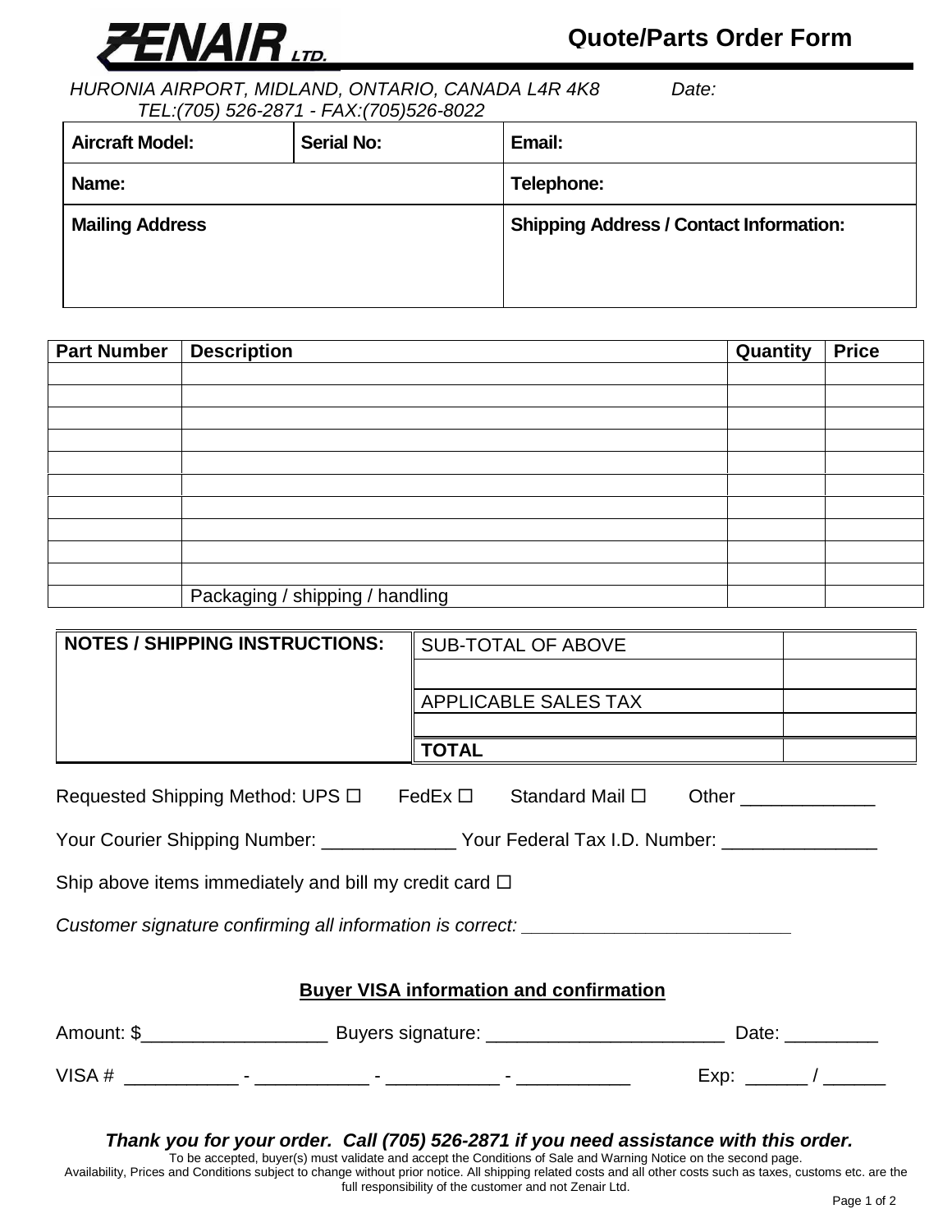# ZENAIR LTD.

## Quote/Parts Order Form

*HURONIA AIRPORT, MIDLAND, ONTARIO, CANADA L4R 4K8* *Date:*
*TEL:(705) 526-2871 - FAX:(705)526-8022*

| **Aircraft Model:** | **Serial No:** | **Email:** |
|---|---|---|
| **Name:** | | **Telephone:** |
| **Mailing Address** | | **Shipping Address / Contact Information:** |

| Part Number | Description | Quantity | Price |
|---|---|---|---|
| | | | |
| | | | |
| | | | |
| | | | |
| | | | |
| | | | |
| | | | |
| | | | |
| | | | |
| | | | |
| | Packaging / shipping / handling | | |

| **NOTES / SHIPPING INSTRUCTIONS:** | | |
|---|---|---|
| | SUB-TOTAL OF ABOVE | |
| | | |
| | APPLICABLE SALES TAX | |
| | | |
| | **TOTAL** | |

Requested Shipping Method: UPS ☐ FedEx ☐ Standard Mail ☐ Other _____________

Your Courier Shipping Number: _____________ Your Federal Tax I.D. Number: _______________

Ship above items immediately and bill my credit card ☐

*Customer signature confirming all information is correct:* ___________________________

### Buyer VISA information and confirmation

Amount: $__________________ Buyers signature: ________________________ Date: _________

VISA # ___________ - ___________ - ___________ - ___________ Exp: ______ / ______

***Thank you for your order. Call (705) 526-2871 if you need assistance with this order.***

To be accepted, buyer(s) must validate and accept the Conditions of Sale and Warning Notice on the second page.
Availability, Prices and Conditions subject to change without prior notice. All shipping related costs and all other costs such as taxes, customs etc. are the full responsibility of the customer and not Zenair Ltd.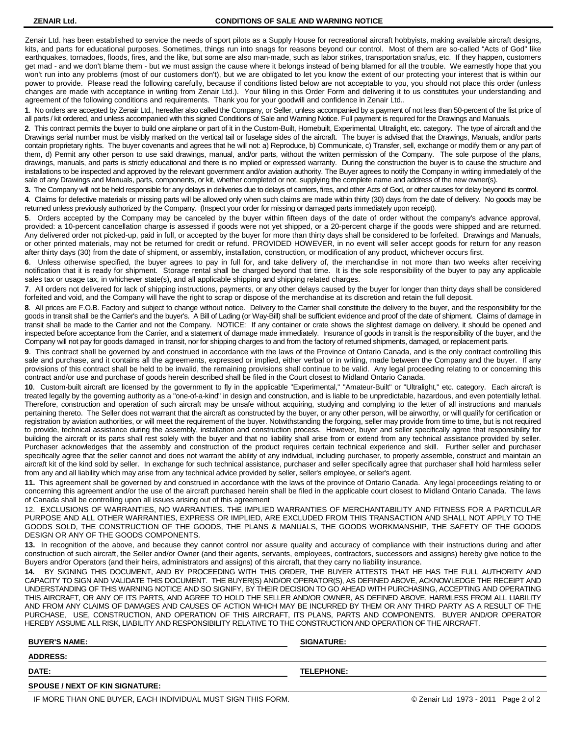**ZENAIR Ltd.** **CONDITIONS OF SALE AND WARNING NOTICE**

Zenair Ltd. has been established to service the needs of sport pilots as a Supply House for recreational aircraft hobbyists, making available aircraft designs, kits, and parts for educational purposes. Sometimes, things run into snags for reasons beyond our control. Most of them are so-called "Acts of God" like earthquakes, tornadoes, floods, fires, and the like, but some are also man-made, such as labor strikes, transportation snafus, etc. If they happen, customers get mad - and we don't blame them - but we must assign the cause where it belongs instead of being blamed for all the trouble. We earnestly hope that you won't run into any problems (most of our customers don't), but we are obligated to let you know the extent of our protecting your interest that is within our power to provide. Please read the following carefully, because if conditions listed below are not acceptable to you, you should not place this order (unless changes are made with acceptance in writing from Zenair Ltd.). Your filling in this Order Form and delivering it to us constitutes your understanding and agreement of the following conditions and requirements. Thank you for your goodwill and confidence in Zenair Ltd..

**1**. No orders are accepted by Zenair Ltd., hereafter also called the Company, or Seller, unless accompanied by a payment of not less than 50-percent of the list price of all parts / kit ordered, and unless accompanied with this signed Conditions of Sale and Warning Notice. Full payment is required for the Drawings and Manuals.

**2**. This contract permits the buyer to build one airplane or part of it in the Custom-Built, Homebuilt, Experimental, Ultralight, etc. category. The type of aircraft and the Drawings serial number must be visibly marked on the vertical tail or fuselage sides of the aircraft. The buyer is advised that the Drawings, Manuals, and/or parts contain proprietary rights. The buyer covenants and agrees that he will not: a) Reproduce, b) Communicate, c) Transfer, sell, exchange or modify them or any part of them, d) Permit any other person to use said drawings, manual, and/or parts, without the written permission of the Company. The sole purpose of the plans, drawings, manuals, and parts is strictly educational and there is no implied or expressed warranty. During the construction the buyer is to cause the structure and installations to be inspected and approved by the relevant government and/or aviation authority. The Buyer agrees to notify the Company in writing immediately of the sale of any Drawings and Manuals, parts, components, or kit, whether completed or not, supplying the complete name and address of the new owner(s).

**3.** The Company will not be held responsible for any delays in deliveries due to delays of carriers, fires, and other Acts of God, or other causes for delay beyond its control.

**4**. Claims for defective materials or missing parts will be allowed only when such claims are made within thirty (30) days from the date of delivery. No goods may be returned unless previously authorized by the Company. (Inspect your order for missing or damaged parts immediately upon receipt).

**5**. Orders accepted by the Company may be canceled by the buyer within fifteen days of the date of order without the company's advance approval, provided: a 10-percent cancellation charge is assessed if goods were not yet shipped, or a 20-percent charge if the goods were shipped and are returned. Any delivered order not picked-up, paid in full, or accepted by the buyer for more than thirty days shall be considered to be forfeited. Drawings and Manuals, or other printed materials, may not be returned for credit or refund. PROVIDED HOWEVER, in no event will seller accept goods for return for any reason after thirty days (30) from the date of shipment, or assembly, installation, construction, or modification of any product, whichever occurs first.

**6**. Unless otherwise specified, the buyer agrees to pay in full for, and take delivery of, the merchandise in not more than two weeks after receiving notification that it is ready for shipment. Storage rental shall be charged beyond that time. It is the sole responsibility of the buyer to pay any applicable sales tax or usage tax, in whichever state(s), and all applicable shipping and shipping related charges.

**7**. All orders not delivered for lack of shipping instructions, payments, or any other delays caused by the buyer for longer than thirty days shall be considered forfeited and void, and the Company will have the right to scrap or dispose of the merchandise at its discretion and retain the full deposit.

**8**. All prices are F.O.B. Factory and subject to change without notice. Delivery to the Carrier shall constitute the delivery to the buyer, and the responsibility for the goods in transit shall be the Carrier's and the buyer's. A Bill of Lading (or Way-Bill) shall be sufficient evidence and proof of the date of shipment. Claims of damage in transit shall be made to the Carrier and not the Company. NOTICE: If any container or crate shows the slightest damage on delivery, it should be opened and inspected before acceptance from the Carrier, and a statement of damage made immediately. Insurance of goods in transit is the responsibility of the buyer, and the Company will not pay for goods damaged in transit, nor for shipping charges to and from the factory of returned shipments, damaged, or replacement parts.

**9**. This contract shall be governed by and construed in accordance with the laws of the Province of Ontario Canada, and is the only contract controlling this sale and purchase, and it contains all the agreements, expressed or implied, either verbal or in writing, made between the Company and the buyer. If any provisions of this contract shall be held to be invalid, the remaining provisions shall continue to be valid. Any legal proceeding relating to or concerning this contract and/or use and purchase of goods herein described shall be filed in the Court closest to Midland Ontario Canada.

**10**. Custom-built aircraft are licensed by the government to fly in the applicable "Experimental," "Amateur-Built" or "Ultralight," etc. category. Each aircraft is treated legally by the governing authority as a "one-of-a-kind" in design and construction, and is liable to be unpredictable, hazardous, and even potentially lethal. Therefore, construction and operation of such aircraft may be unsafe without acquiring, studying and complying to the letter of all instructions and manuals pertaining thereto. The Seller does not warrant that the aircraft as constructed by the buyer, or any other person, will be airworthy, or will qualify for certification or registration by aviation authorities, or will meet the requirement of the buyer. Notwithstanding the forgoing, seller may provide from time to time, but is not required to provide, technical assistance during the assembly, installation and construction process. However, buyer and seller specifically agree that responsibility for building the aircraft or its parts shall rest solely with the buyer and that no liability shall arise from or extend from any technical assistance provided by seller. Purchaser acknowledges that the assembly and construction of the product requires certain technical experience and skill. Further seller and purchaser specifically agree that the seller cannot and does not warrant the ability of any individual, including purchaser, to properly assemble, construct and maintain an aircraft kit of the kind sold by seller. In exchange for such technical assistance, purchaser and seller specifically agree that purchaser shall hold harmless seller from any and all liability which may arise from any technical advice provided by seller, seller's employee, or seller's agent.

**11.** This agreement shall be governed by and construed in accordance with the laws of the province of Ontario Canada. Any legal proceedings relating to or concerning this agreement and/or the use of the aircraft purchased herein shall be filed in the applicable court closest to Midland Ontario Canada. The laws of Canada shall be controlling upon all issues arising out of this agreement

12. EXCLUSIONS OF WARRANTIES, NO WARRANTIES. THE IMPLIED WARRANTIES OF MERCHANTABILITY AND FITNESS FOR A PARTICULAR PURPOSE AND ALL OTHER WARRANTIES, EXPRESS OR IMPLIED, ARE EXCLUDED FROM THIS TRANSACTION AND SHALL NOT APPLY TO THE GOODS SOLD, THE CONSTRUCTION OF THE GOODS, THE PLANS & MANUALS, THE GOODS WORKMANSHIP, THE SAFETY OF THE GOODS DESIGN OR ANY OF THE GOODS COMPONENTS.

**13.** In recognition of the above, and because they cannot control nor assure quality and accuracy of compliance with their instructions during and after construction of such aircraft, the Seller and/or Owner (and their agents, servants, employees, contractors, successors and assigns) hereby give notice to the Buyers and/or Operators (and their heirs, administrators and assigns) of this aircraft, that they carry no liability insurance.

**14.** BY SIGNING THIS DOCUMENT, AND BY PROCEEDING WITH THIS ORDER, THE BUYER ATTESTS THAT HE HAS THE FULL AUTHORITY AND CAPACITY TO SIGN AND VALIDATE THIS DOCUMENT. THE BUYER(S) AND/OR OPERATOR(S), AS DEFINED ABOVE, ACKNOWLEDGE THE RECEIPT AND UNDERSTANDING OF THIS WARNING NOTICE AND SO SIGNIFY, BY THEIR DECISION TO GO AHEAD WITH PURCHASING, ACCEPTING AND OPERATING THIS AIRCRAFT, OR ANY OF ITS PARTS, AND AGREE TO HOLD THE SELLER AND/OR OWNER, AS DEFINED ABOVE, HARMLESS FROM ALL LIABILITY AND FROM ANY CLAIMS OF DAMAGES AND CAUSES OF ACTION WHICH MAY BE INCURRED BY THEM OR ANY THIRD PARTY AS A RESULT OF THE PURCHASE, USE, CONSTRUCTION, AND OPERATION OF THIS AIRCRAFT, ITS PLANS, PARTS AND COMPONENTS. BUYER AND/OR OPERATOR HEREBY ASSUME ALL RISK, LIABILITY AND RESPONSIBILITY RELATIVE TO THE CONSTRUCTION AND OPERATION OF THE AIRCRAFT.

**BUYER'S NAME:** ______________________ **SIGNATURE:** ______________________

**ADDRESS:** ______________________

**DATE:** ______________________ **TELEPHONE:** ______________________

**SPOUSE / NEXT OF KIN SIGNATURE:** ______________________

IF MORE THAN ONE BUYER, EACH INDIVIDUAL MUST SIGN THIS FORM.

© Zenair Ltd 1973 - 2011